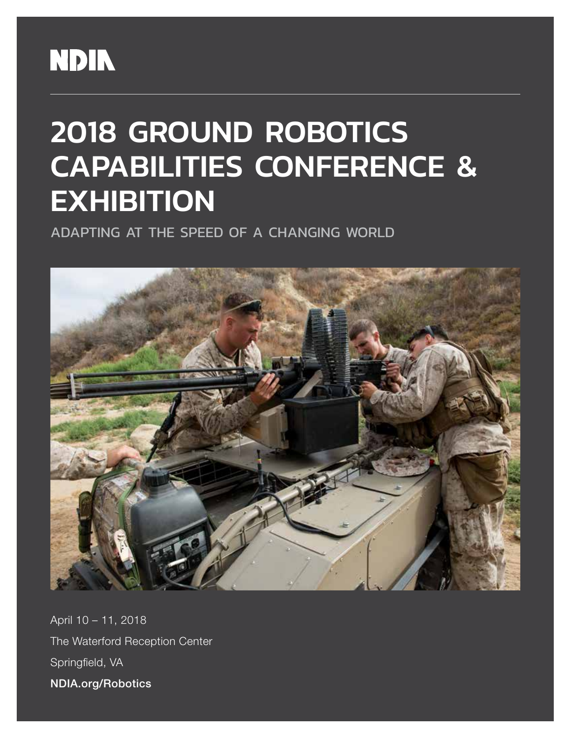NDIA

# 2018 GROUND ROBOTICS CAPABILITIES CONFERENCE & EXHIBITION

## ADAPTING AT THE SPEED OF A CHANGING WORLD

April 10 – 11, 2018

The Waterford Reception Center

Springfield, VA

**NDIA.org/Robotics**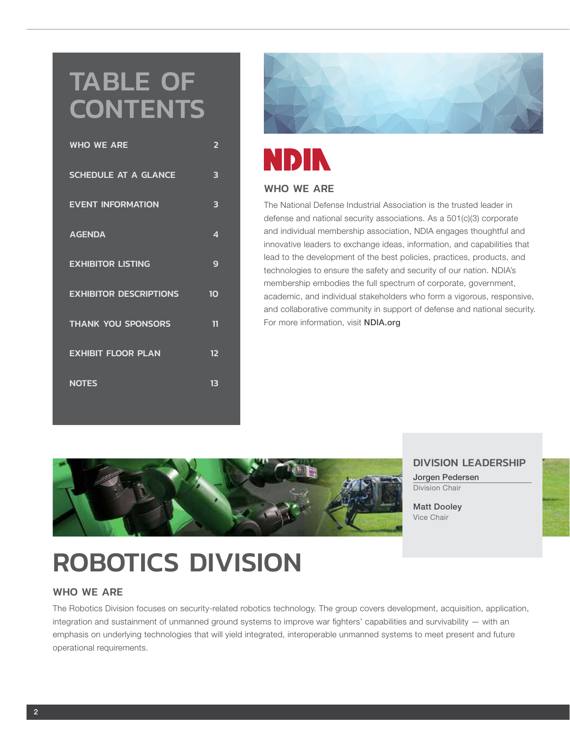# TABLE OF CONTENTS

| | |
|---|---|
| WHO WE ARE | 2 |
| SCHEDULE AT A GLANCE | 3 |
| EVENT INFORMATION | 3 |
| AGENDA | 4 |
| EXHIBITOR LISTING | 9 |
| EXHIBITOR DESCRIPTIONS | 10 |
| THANK YOU SPONSORS | 11 |
| EXHIBIT FLOOR PLAN | 12 |
| NOTES | 13 |

NDIA

## WHO WE ARE

The National Defense Industrial Association is the trusted leader in defense and national security associations. As a 501(c)(3) corporate and individual membership association, NDIA engages thoughtful and innovative leaders to exchange ideas, information, and capabilities that lead to the development of the best policies, practices, products, and technologies to ensure the safety and security of our nation. NDIA's membership embodies the full spectrum of corporate, government, academic, and individual stakeholders who form a vigorous, responsive, and collaborative community in support of defense and national security. For more information, visit **NDIA.org**

### DIVISION LEADERSHIP

**Jorgen Pedersen**
Division Chair

**Matt Dooley**
Vice Chair

# ROBOTICS DIVISION

## WHO WE ARE

The Robotics Division focuses on security-related robotics technology. The group covers development, acquisition, application, integration and sustainment of unmanned ground systems to improve war fighters' capabilities and survivability — with an emphasis on underlying technologies that will yield integrated, interoperable unmanned systems to meet present and future operational requirements.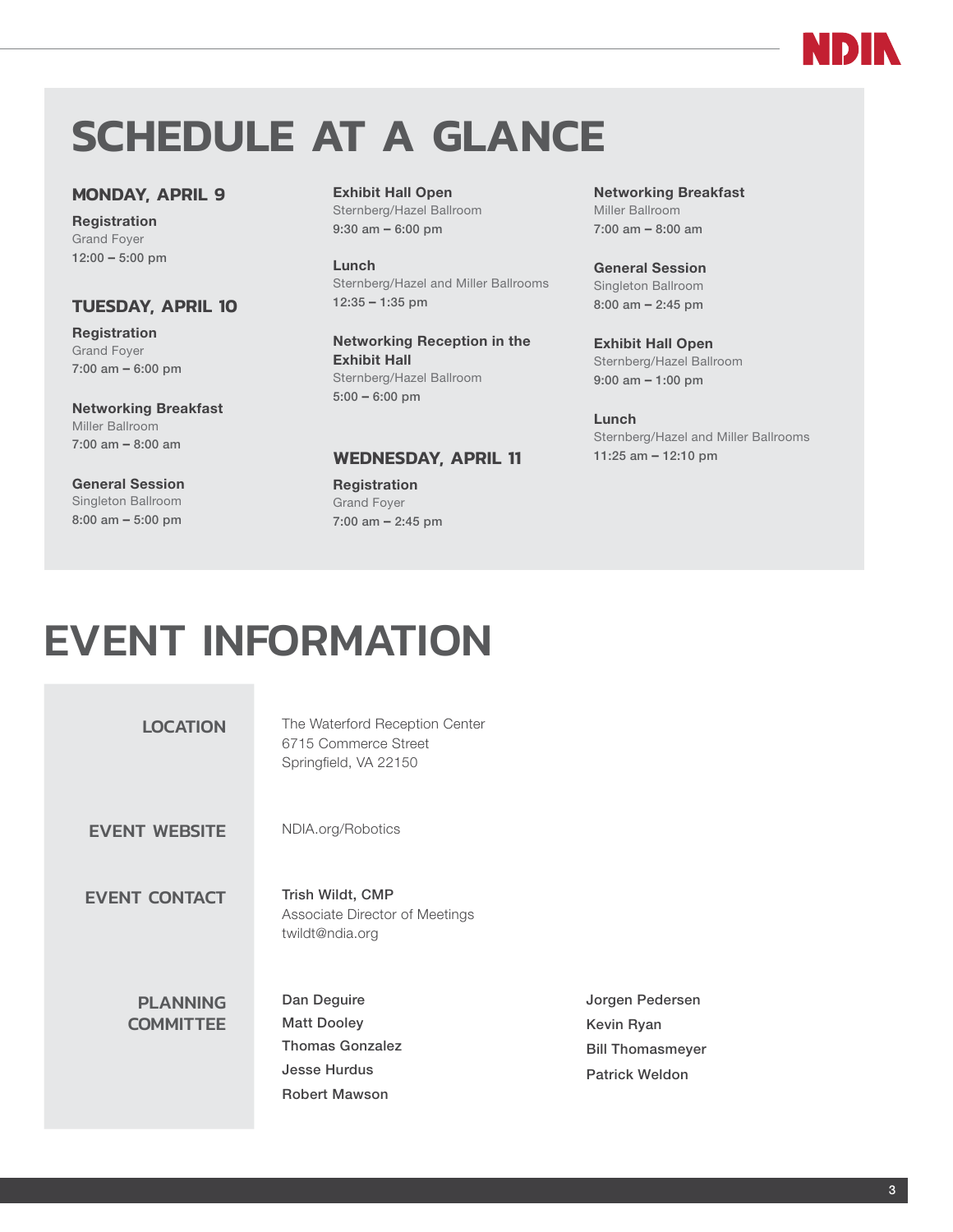# SCHEDULE AT A GLANCE

### MONDAY, APRIL 9

**Registration**
Grand Foyer
12:00 – 5:00 pm

### TUESDAY, APRIL 10

**Registration**
Grand Foyer
7:00 am – 6:00 pm

**Networking Breakfast**
Miller Ballroom
7:00 am – 8:00 am

**General Session**
Singleton Ballroom
8:00 am – 5:00 pm

**Exhibit Hall Open**
Sternberg/Hazel Ballroom
9:30 am – 6:00 pm

**Lunch**
Sternberg/Hazel and Miller Ballrooms
12:35 – 1:35 pm

**Networking Reception in the Exhibit Hall**
Sternberg/Hazel Ballroom
5:00 – 6:00 pm

### WEDNESDAY, APRIL 11

**Registration**
Grand Foyer
7:00 am – 2:45 pm

**Networking Breakfast**
Miller Ballroom
7:00 am – 8:00 am

**General Session**
Singleton Ballroom
8:00 am – 2:45 pm

**Exhibit Hall Open**
Sternberg/Hazel Ballroom
9:00 am – 1:00 pm

**Lunch**
Sternberg/Hazel and Miller Ballrooms
11:25 am – 12:10 pm

# EVENT INFORMATION

**LOCATION**

The Waterford Reception Center
6715 Commerce Street
Springfield, VA 22150

**EVENT WEBSITE**

NDIA.org/Robotics

**EVENT CONTACT**

**Trish Wildt, CMP**
Associate Director of Meetings
twildt@ndia.org

**PLANNING COMMITTEE**

**Dan Deguire**
**Matt Dooley**
**Thomas Gonzalez**
**Jesse Hurdus**
**Robert Mawson**
**Jorgen Pedersen**
**Kevin Ryan**
**Bill Thomasmeyer**
**Patrick Weldon**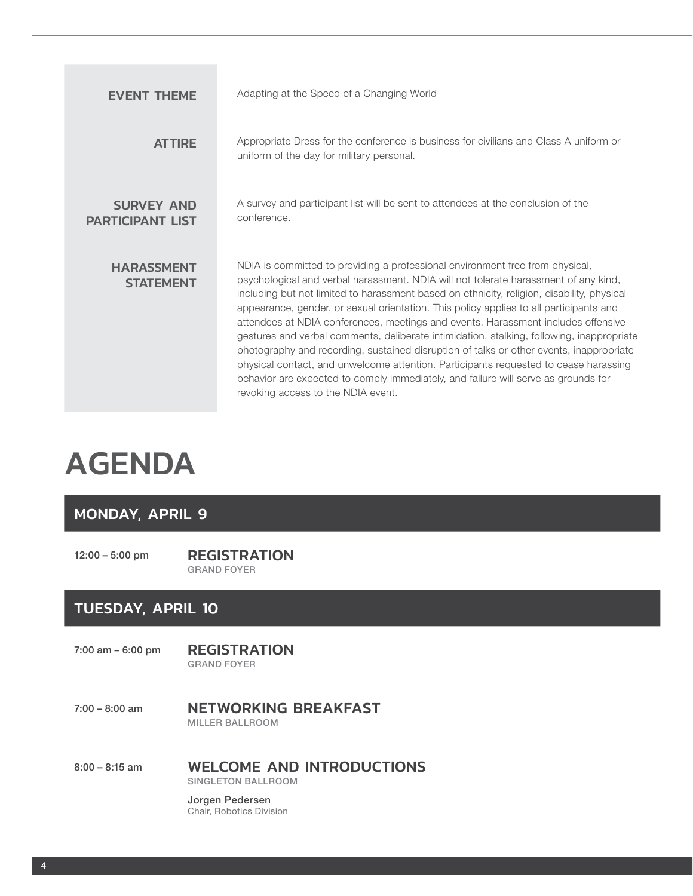**EVENT THEME**

Adapting at the Speed of a Changing World

**ATTIRE**

Appropriate Dress for the conference is business for civilians and Class A uniform or uniform of the day for military personal.

**SURVEY AND PARTICIPANT LIST**

A survey and participant list will be sent to attendees at the conclusion of the conference.

**HARASSMENT STATEMENT**

NDIA is committed to providing a professional environment free from physical, psychological and verbal harassment. NDIA will not tolerate harassment of any kind, including but not limited to harassment based on ethnicity, religion, disability, physical appearance, gender, or sexual orientation. This policy applies to all participants and attendees at NDIA conferences, meetings and events. Harassment includes offensive gestures and verbal comments, deliberate intimidation, stalking, following, inappropriate photography and recording, sustained disruption of talks or other events, inappropriate physical contact, and unwelcome attention. Participants requested to cease harassing behavior are expected to comply immediately, and failure will serve as grounds for revoking access to the NDIA event.

# AGENDA

## MONDAY, APRIL 9

12:00 – 5:00 pm

### REGISTRATION

GRAND FOYER

## TUESDAY, APRIL 10

7:00 am – 6:00 pm

### REGISTRATION

GRAND FOYER

7:00 – 8:00 am

### NETWORKING BREAKFAST

MILLER BALLROOM

8:00 – 8:15 am

### WELCOME AND INTRODUCTIONS

SINGLETON BALLROOM

**Jorgen Pedersen**
Chair, Robotics Division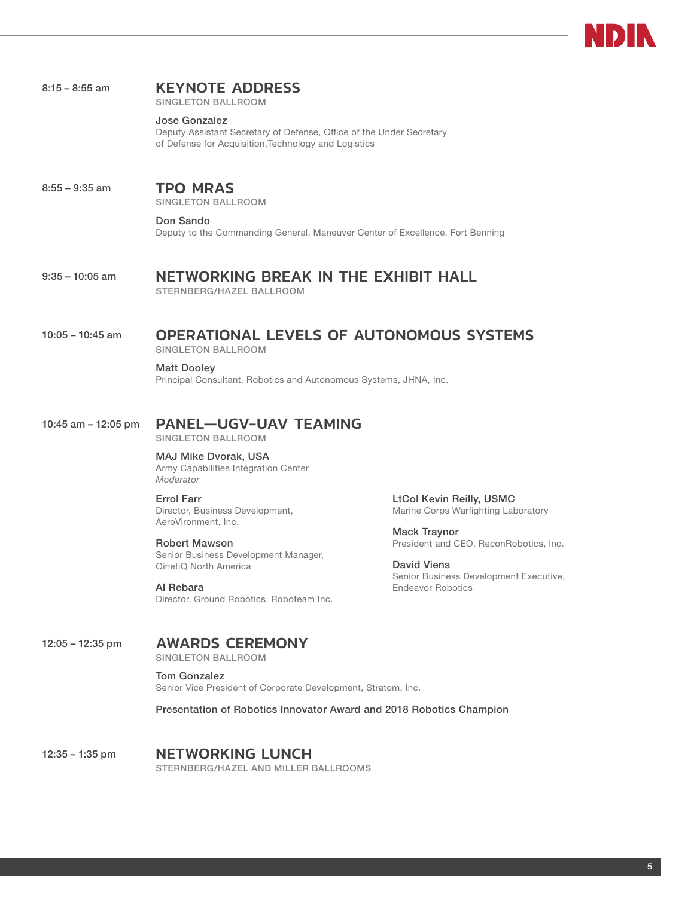**8:15 – 8:55 am**

## KEYNOTE ADDRESS

SINGLETON BALLROOM

**Jose Gonzalez**
Deputy Assistant Secretary of Defense, Office of the Under Secretary of Defense for Acquisition,Technology and Logistics

**8:55 – 9:35 am**

## TPO MRAS

SINGLETON BALLROOM

**Don Sando**
Deputy to the Commanding General, Maneuver Center of Excellence, Fort Benning

**9:35 – 10:05 am**

## NETWORKING BREAK IN THE EXHIBIT HALL

STERNBERG/HAZEL BALLROOM

**10:05 – 10:45 am**

## OPERATIONAL LEVELS OF AUTONOMOUS SYSTEMS

SINGLETON BALLROOM

**Matt Dooley**
Principal Consultant, Robotics and Autonomous Systems, JHNA, Inc.

**10:45 am – 12:05 pm**

## PANEL—UGV-UAV TEAMING

SINGLETON BALLROOM

**MAJ Mike Dvorak, USA**
Army Capabilities Integration Center
*Moderator*

**Errol Farr**
Director, Business Development, AeroVironment, Inc.

**Robert Mawson**
Senior Business Development Manager, QinetiQ North America

**Al Rebara**
Director, Ground Robotics, Roboteam Inc.

**LtCol Kevin Reilly, USMC**
Marine Corps Warfighting Laboratory

**Mack Traynor**
President and CEO, ReconRobotics, Inc.

**David Viens**
Senior Business Development Executive, Endeavor Robotics

**12:05 – 12:35 pm**

## AWARDS CEREMONY

SINGLETON BALLROOM

**Tom Gonzalez**
Senior Vice President of Corporate Development, Stratom, Inc.

Presentation of Robotics Innovator Award and 2018 Robotics Champion

**12:35 – 1:35 pm**

## NETWORKING LUNCH

STERNBERG/HAZEL AND MILLER BALLROOMS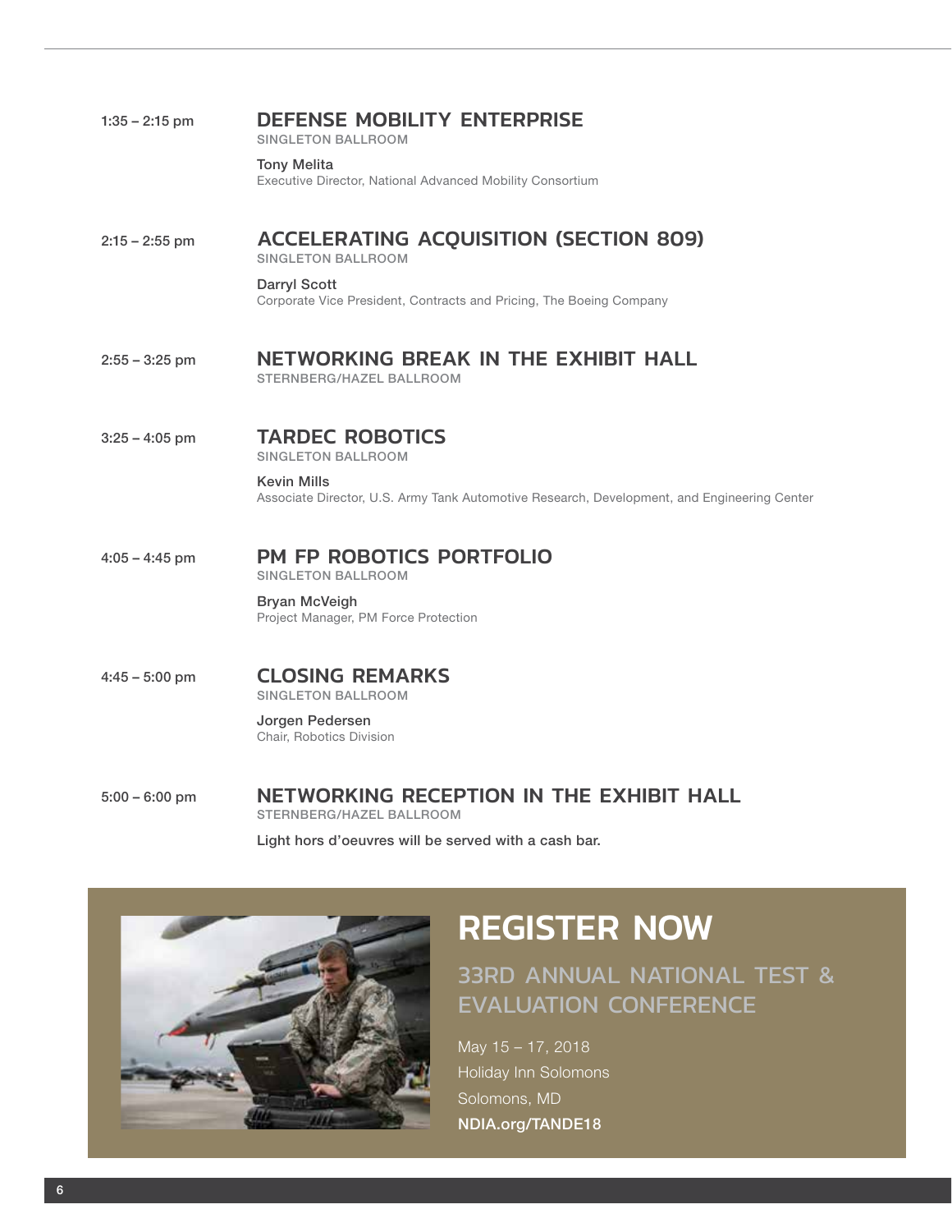1:35 – 2:15 pm

## DEFENSE MOBILITY ENTERPRISE

SINGLETON BALLROOM

Tony Melita
Executive Director, National Advanced Mobility Consortium

2:15 – 2:55 pm

## ACCELERATING ACQUISITION (SECTION 809)

SINGLETON BALLROOM

Darryl Scott
Corporate Vice President, Contracts and Pricing, The Boeing Company

2:55 – 3:25 pm

## NETWORKING BREAK IN THE EXHIBIT HALL

STERNBERG/HAZEL BALLROOM

3:25 – 4:05 pm

## TARDEC ROBOTICS

SINGLETON BALLROOM

Kevin Mills
Associate Director, U.S. Army Tank Automotive Research, Development, and Engineering Center

4:05 – 4:45 pm

## PM FP ROBOTICS PORTFOLIO

SINGLETON BALLROOM

Bryan McVeigh
Project Manager, PM Force Protection

4:45 – 5:00 pm

## CLOSING REMARKS

SINGLETON BALLROOM

Jorgen Pedersen
Chair, Robotics Division

5:00 – 6:00 pm

## NETWORKING RECEPTION IN THE EXHIBIT HALL

STERNBERG/HAZEL BALLROOM

Light hors d'oeuvres will be served with a cash bar.

# REGISTER NOW

## 33RD ANNUAL NATIONAL TEST & EVALUATION CONFERENCE

May 15 – 17, 2018
Holiday Inn Solomons
Solomons, MD
**NDIA.org/TANDE18**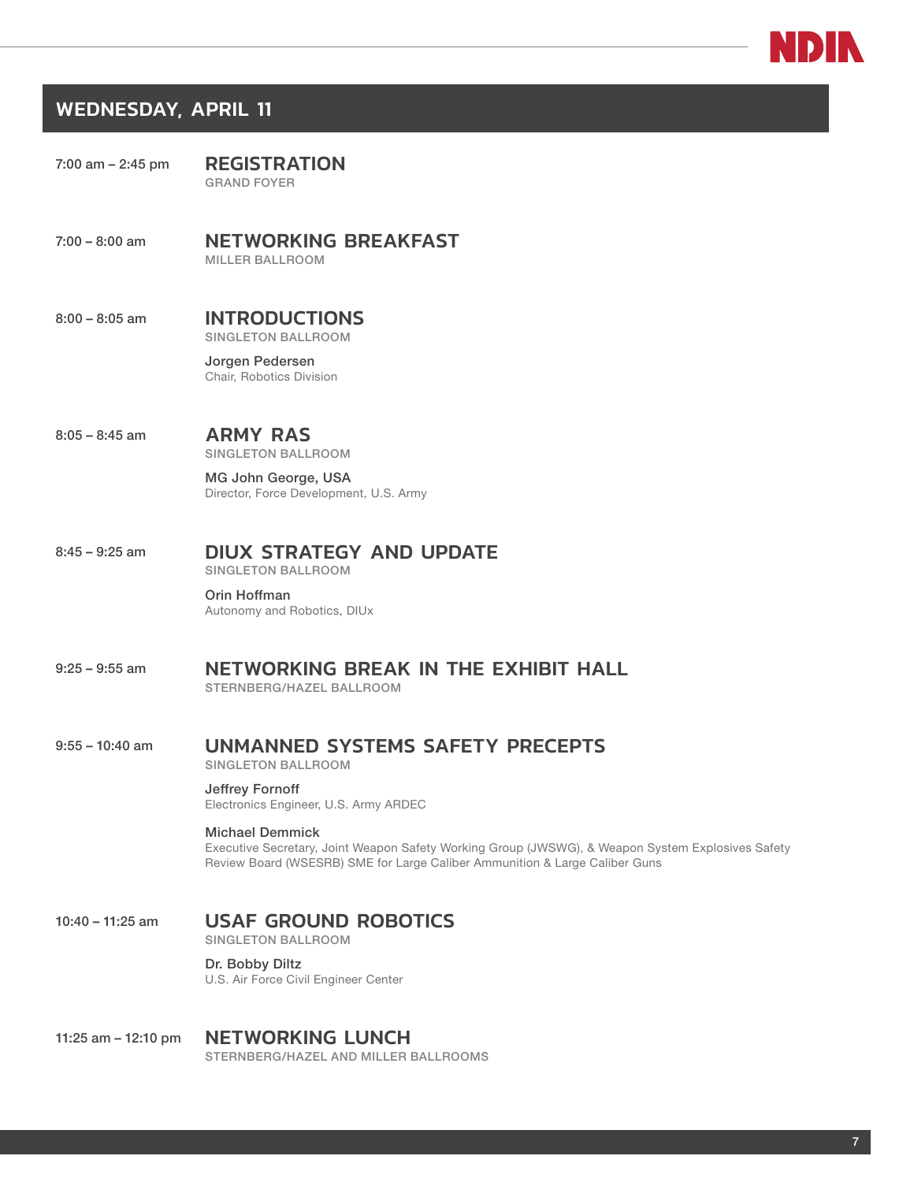## WEDNESDAY, APRIL 11

7:00 am – 2:45 pm

### REGISTRATION
GRAND FOYER

7:00 – 8:00 am

### NETWORKING BREAKFAST
MILLER BALLROOM

8:00 – 8:05 am

### INTRODUCTIONS
SINGLETON BALLROOM

Jorgen Pedersen
Chair, Robotics Division

8:05 – 8:45 am

### ARMY RAS
SINGLETON BALLROOM

MG John George, USA
Director, Force Development, U.S. Army

8:45 – 9:25 am

### DIUX STRATEGY AND UPDATE
SINGLETON BALLROOM

Orin Hoffman
Autonomy and Robotics, DIUx

9:25 – 9:55 am

### NETWORKING BREAK IN THE EXHIBIT HALL
STERNBERG/HAZEL BALLROOM

9:55 – 10:40 am

### UNMANNED SYSTEMS SAFETY PRECEPTS
SINGLETON BALLROOM

Jeffrey Fornoff
Electronics Engineer, U.S. Army ARDEC

Michael Demmick
Executive Secretary, Joint Weapon Safety Working Group (JWSWG), & Weapon System Explosives Safety Review Board (WSESRB) SME for Large Caliber Ammunition & Large Caliber Guns

10:40 – 11:25 am

### USAF GROUND ROBOTICS
SINGLETON BALLROOM

Dr. Bobby Diltz
U.S. Air Force Civil Engineer Center

11:25 am – 12:10 pm

### NETWORKING LUNCH
STERNBERG/HAZEL AND MILLER BALLROOMS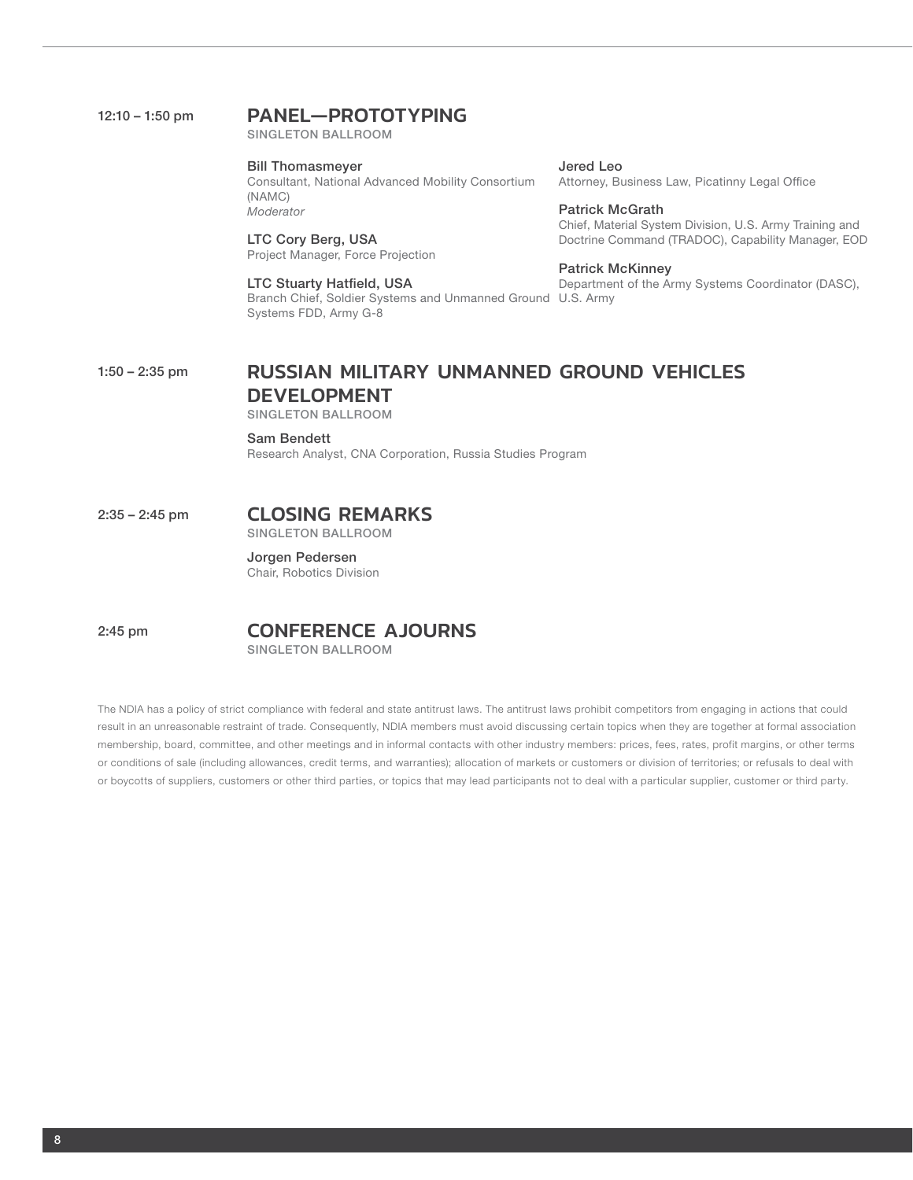12:10 – 1:50 pm

## PANEL—PROTOTYPING

SINGLETON BALLROOM

**Bill Thomasmeyer**
Consultant, National Advanced Mobility Consortium (NAMC)
*Moderator*

**LTC Cory Berg, USA**
Project Manager, Force Projection

**LTC Stuarty Hatfield, USA**
Branch Chief, Soldier Systems and Unmanned Ground Systems FDD, Army G-8

**Jered Leo**
Attorney, Business Law, Picatinny Legal Office

**Patrick McGrath**
Chief, Material System Division, U.S. Army Training and Doctrine Command (TRADOC), Capability Manager, EOD

**Patrick McKinney**
Department of the Army Systems Coordinator (DASC), U.S. Army

1:50 – 2:35 pm

## RUSSIAN MILITARY UNMANNED GROUND VEHICLES DEVELOPMENT

SINGLETON BALLROOM

**Sam Bendett**
Research Analyst, CNA Corporation, Russia Studies Program

2:35 – 2:45 pm

## CLOSING REMARKS

SINGLETON BALLROOM

**Jorgen Pedersen**
Chair, Robotics Division

2:45 pm

## CONFERENCE AJOURNS

SINGLETON BALLROOM

The NDIA has a policy of strict compliance with federal and state antitrust laws. The antitrust laws prohibit competitors from engaging in actions that could result in an unreasonable restraint of trade. Consequently, NDIA members must avoid discussing certain topics when they are together at formal association membership, board, committee, and other meetings and in informal contacts with other industry members: prices, fees, rates, profit margins, or other terms or conditions of sale (including allowances, credit terms, and warranties); allocation of markets or customers or division of territories; or refusals to deal with or boycotts of suppliers, customers or other third parties, or topics that may lead participants not to deal with a particular supplier, customer or third party.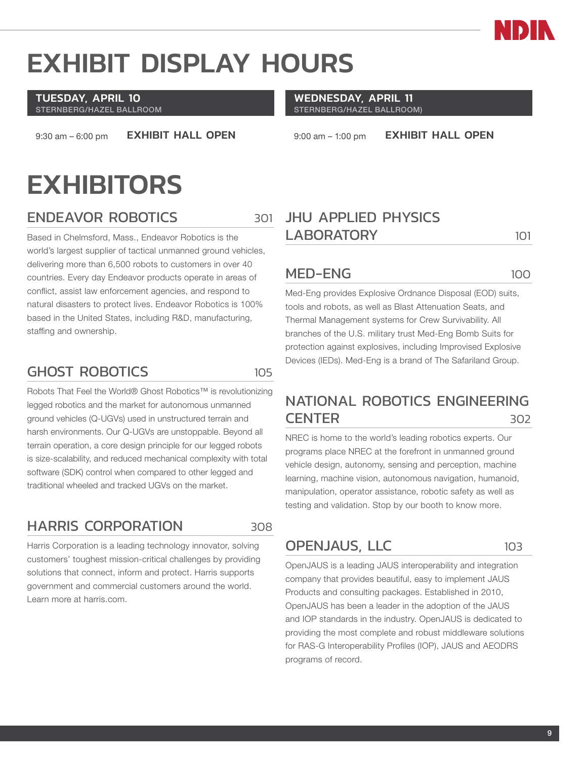# EXHIBIT DISPLAY HOURS

**TUESDAY, APRIL 10**
STERNBERG/HAZEL BALLROOM

9:30 am – 6:00 pm **EXHIBIT HALL OPEN**

**WEDNESDAY, APRIL 11**
STERNBERG/HAZEL BALLROOM)

9:00 am – 1:00 pm **EXHIBIT HALL OPEN**

# EXHIBITORS

## ENDEAVOR ROBOTICS 301

Based in Chelmsford, Mass., Endeavor Robotics is the world's largest supplier of tactical unmanned ground vehicles, delivering more than 6,500 robots to customers in over 40 countries. Every day Endeavor products operate in areas of conflict, assist law enforcement agencies, and respond to natural disasters to protect lives. Endeavor Robotics is 100% based in the United States, including R&D, manufacturing, staffing and ownership.

## GHOST ROBOTICS 105

Robots That Feel the World® Ghost Robotics™ is revolutionizing legged robotics and the market for autonomous unmanned ground vehicles (Q-UGVs) used in unstructured terrain and harsh environments. Our Q-UGVs are unstoppable. Beyond all terrain operation, a core design principle for our legged robots is size-scalability, and reduced mechanical complexity with total software (SDK) control when compared to other legged and traditional wheeled and tracked UGVs on the market.

## HARRIS CORPORATION 308

Harris Corporation is a leading technology innovator, solving customers' toughest mission-critical challenges by providing solutions that connect, inform and protect. Harris supports government and commercial customers around the world. Learn more at harris.com.

## JHU APPLIED PHYSICS LABORATORY 101

## MED-ENG 100

Med-Eng provides Explosive Ordnance Disposal (EOD) suits, tools and robots, as well as Blast Attenuation Seats, and Thermal Management systems for Crew Survivability. All branches of the U.S. military trust Med-Eng Bomb Suits for protection against explosives, including Improvised Explosive Devices (IEDs). Med-Eng is a brand of The Safariland Group.

## NATIONAL ROBOTICS ENGINEERING CENTER 302

NREC is home to the world's leading robotics experts. Our programs place NREC at the forefront in unmanned ground vehicle design, autonomy, sensing and perception, machine learning, machine vision, autonomous navigation, humanoid, manipulation, operator assistance, robotic safety as well as testing and validation. Stop by our booth to know more.

## OPENJAUS, LLC 103

OpenJAUS is a leading JAUS interoperability and integration company that provides beautiful, easy to implement JAUS Products and consulting packages. Established in 2010, OpenJAUS has been a leader in the adoption of the JAUS and IOP standards in the industry. OpenJAUS is dedicated to providing the most complete and robust middleware solutions for RAS-G Interoperability Profiles (IOP), JAUS and AEODRS programs of record.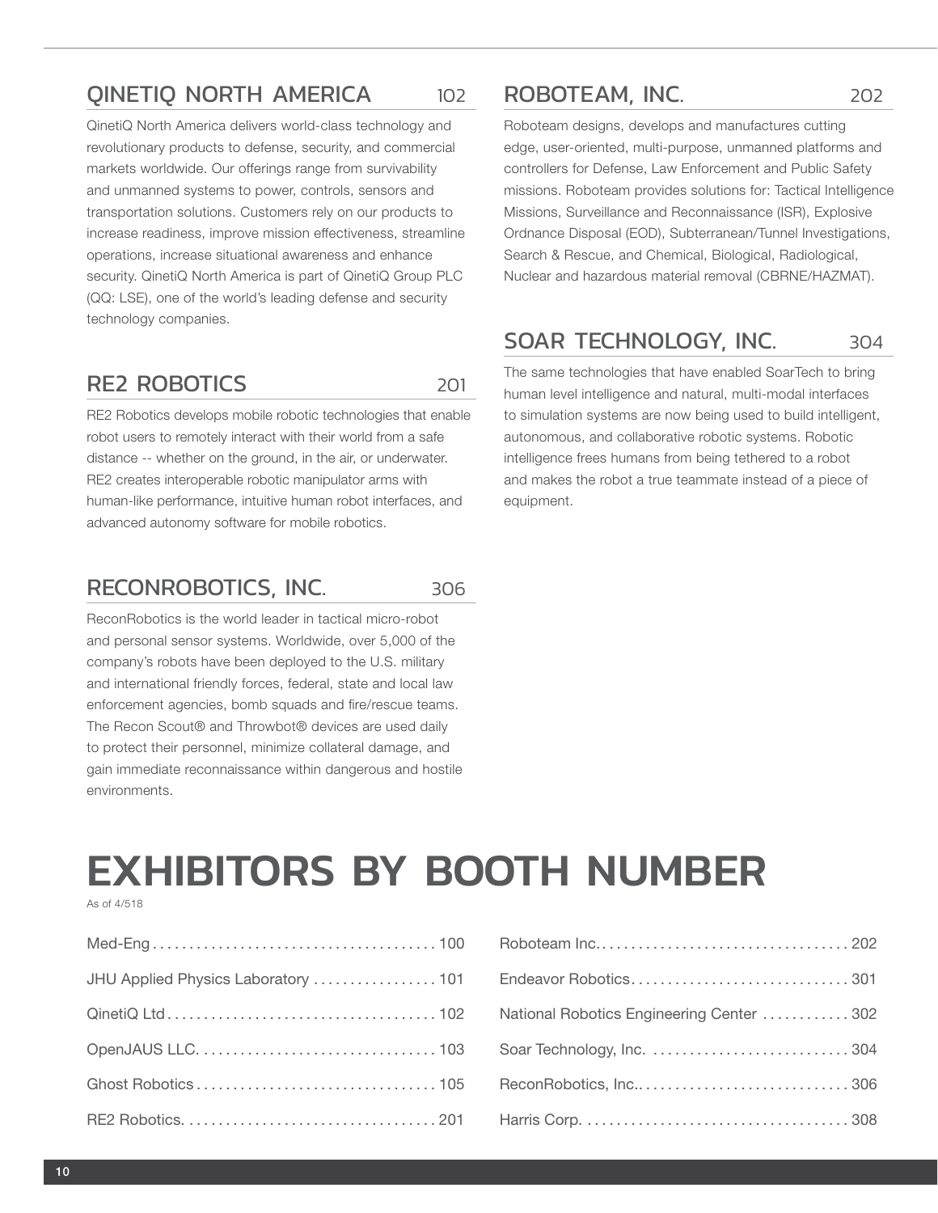## QINETIQ NORTH AMERICA 102

QinetiQ North America delivers world-class technology and revolutionary products to defense, security, and commercial markets worldwide. Our offerings range from survivability and unmanned systems to power, controls, sensors and transportation solutions. Customers rely on our products to increase readiness, improve mission effectiveness, streamline operations, increase situational awareness and enhance security. QinetiQ North America is part of QinetiQ Group PLC (QQ: LSE), one of the world's leading defense and security technology companies.

## RE2 ROBOTICS 201

RE2 Robotics develops mobile robotic technologies that enable robot users to remotely interact with their world from a safe distance -- whether on the ground, in the air, or underwater. RE2 creates interoperable robotic manipulator arms with human-like performance, intuitive human robot interfaces, and advanced autonomy software for mobile robotics.

## RECONROBOTICS, INC. 306

ReconRobotics is the world leader in tactical micro-robot and personal sensor systems. Worldwide, over 5,000 of the company's robots have been deployed to the U.S. military and international friendly forces, federal, state and local law enforcement agencies, bomb squads and fire/rescue teams. The Recon Scout® and Throwbot® devices are used daily to protect their personnel, minimize collateral damage, and gain immediate reconnaissance within dangerous and hostile environments.

## ROBOTEAM, INC. 202

Roboteam designs, develops and manufactures cutting edge, user-oriented, multi-purpose, unmanned platforms and controllers for Defense, Law Enforcement and Public Safety missions. Roboteam provides solutions for: Tactical Intelligence Missions, Surveillance and Reconnaissance (ISR), Explosive Ordnance Disposal (EOD), Subterranean/Tunnel Investigations, Search & Rescue, and Chemical, Biological, Radiological, Nuclear and hazardous material removal (CBRNE/HAZMAT).

## SOAR TECHNOLOGY, INC. 304

The same technologies that have enabled SoarTech to bring human level intelligence and natural, multi-modal interfaces to simulation systems are now being used to build intelligent, autonomous, and collaborative robotic systems. Robotic intelligence frees humans from being tethered to a robot and makes the robot a true teammate instead of a piece of equipment.

# EXHIBITORS BY BOOTH NUMBER

As of 4/518

Med-Eng . . . . . . . . . . 100
JHU Applied Physics Laboratory . . . . . . . . . . 101
QinetiQ Ltd . . . . . . . . . . 102
OpenJAUS LLC. . . . . . . . . . . 103
Ghost Robotics . . . . . . . . . . 105
RE2 Robotics. . . . . . . . . . . 201
Roboteam Inc. . . . . . . . . . . 202
Endeavor Robotics. . . . . . . . . . . 301
National Robotics Engineering Center . . . . . . . . . . 302
Soar Technology, Inc. . . . . . . . . . . 304
ReconRobotics, Inc.. . . . . . . . . . . 306
Harris Corp. . . . . . . . . . . 308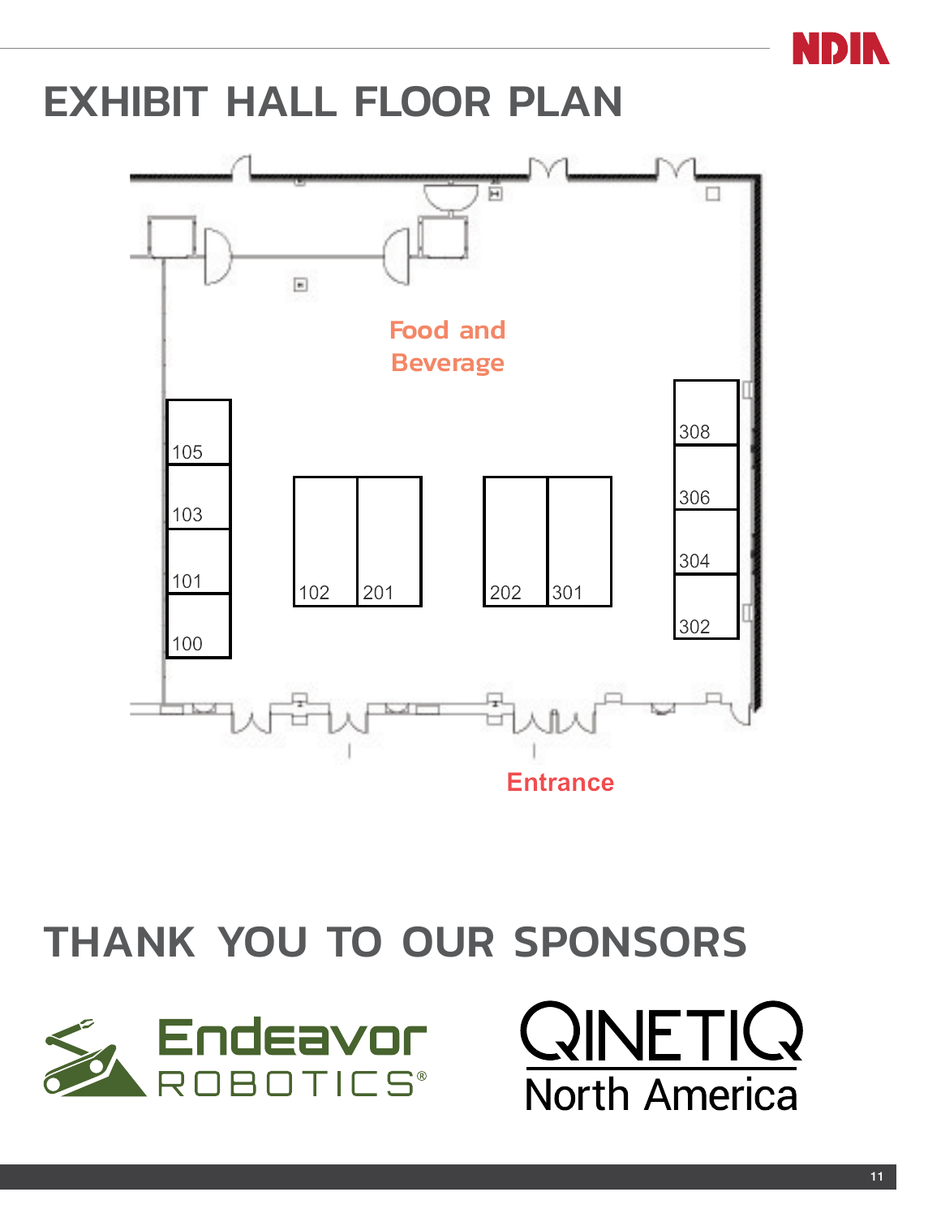# EXHIBIT HALL FLOOR PLAN

Food and Beverage

105

103

101

100

102

201

202

301

308

306

304

302

Entrance

# THANK YOU TO OUR SPONSORS

Endeavor ROBOTICS®

QINETIQ North America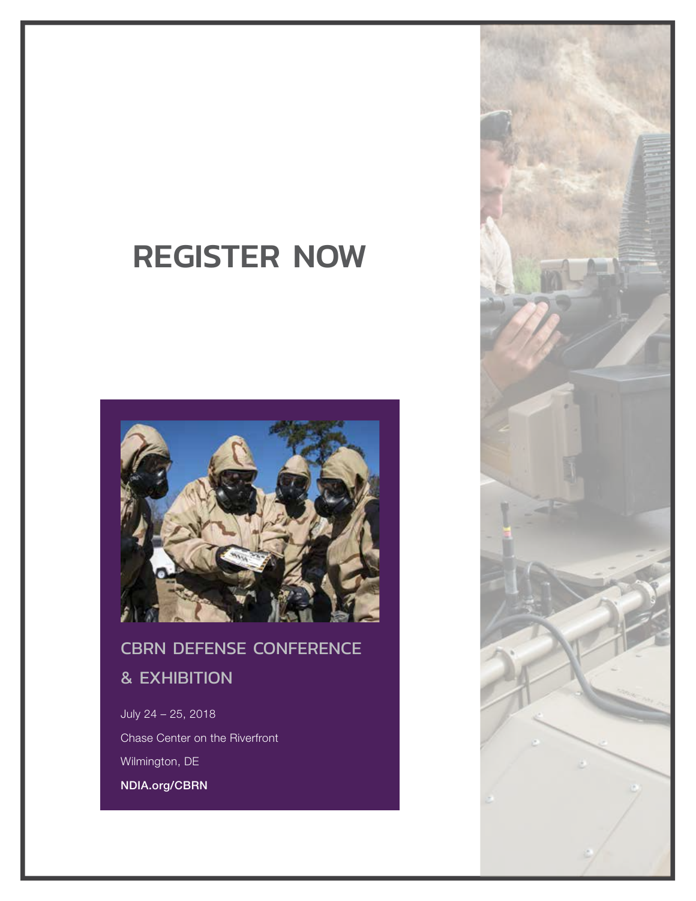# REGISTER NOW

## CBRN DEFENSE CONFERENCE & EXHIBITION

July 24 – 25, 2018

Chase Center on the Riverfront

Wilmington, DE

**NDIA.org/CBRN**